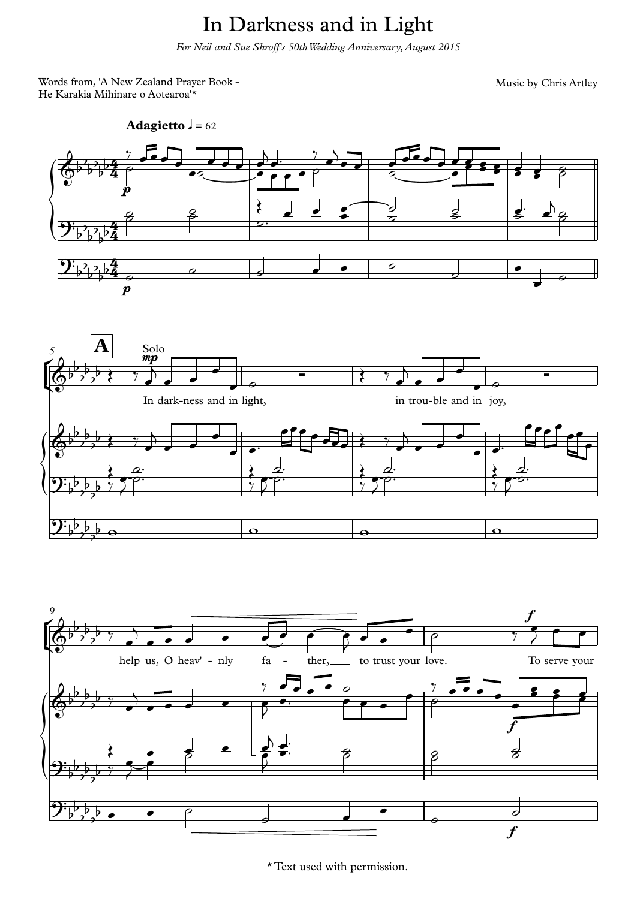# In Darkness and in Light

*For Neil and Sue Shroff's 50th Wedding Anniversary, August 2015*

Words from, 'A New Zealand Prayer Book - He Karakia Mihinare o Aotearoa'*

Music by Chris Artley

**Adagietto** ♩ = 62

**A**

Solo

In dark-ness and in light, in trou-ble and in joy, help us, O heav'-nly fa - ther, to trust your love. To serve your

* Text used with permission.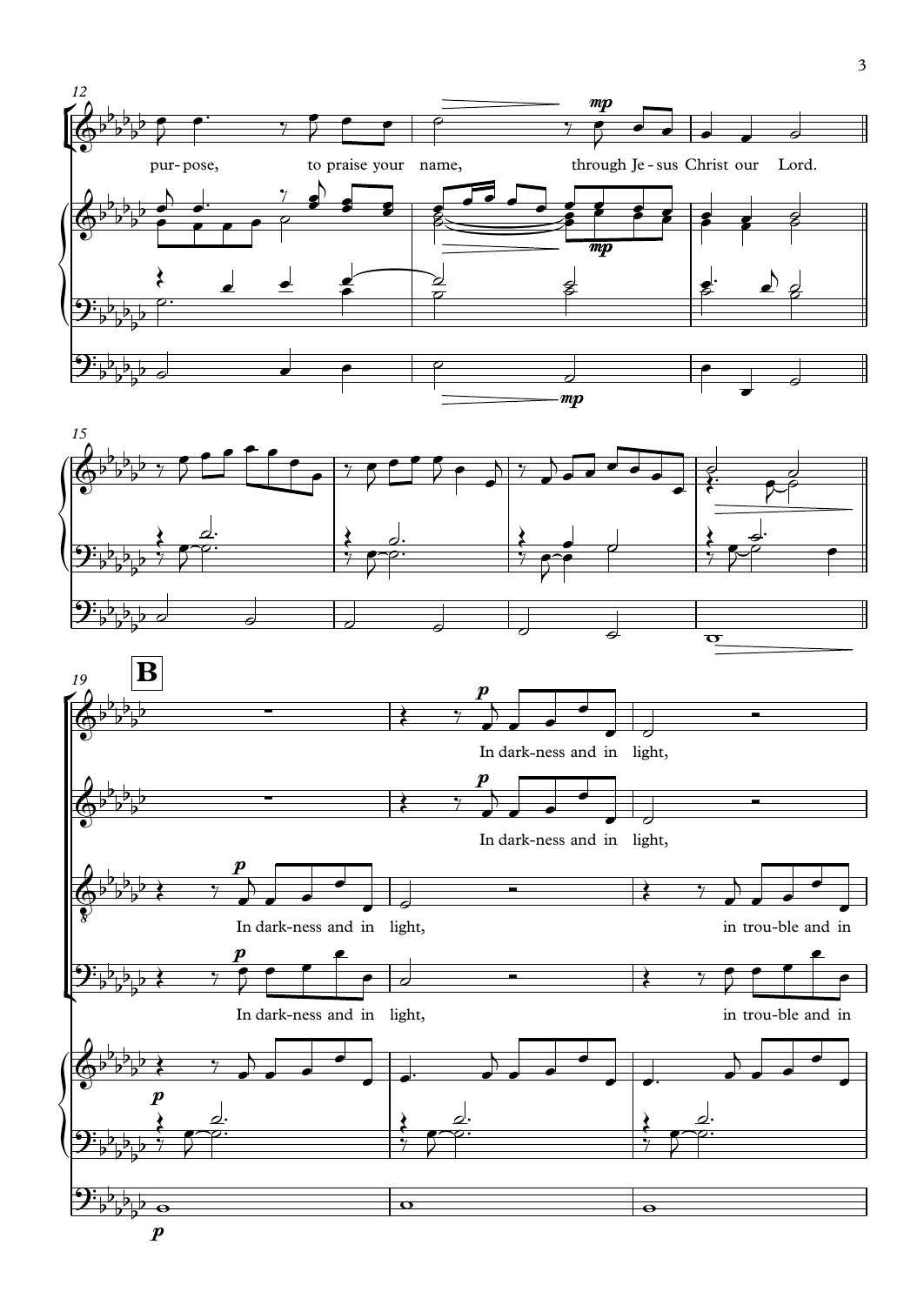12

pur- pose, to praise your name, through Je - sus Christ our Lord.

*mp*

*mp*

*mp*

15

19

**B**

*p*

In dark-ness and in light,

*p*

In dark-ness and in light,

*p*

In dark-ness and in light, in trou-ble and in

*p*

In dark-ness and in light, in trou-ble and in

*p*

*p*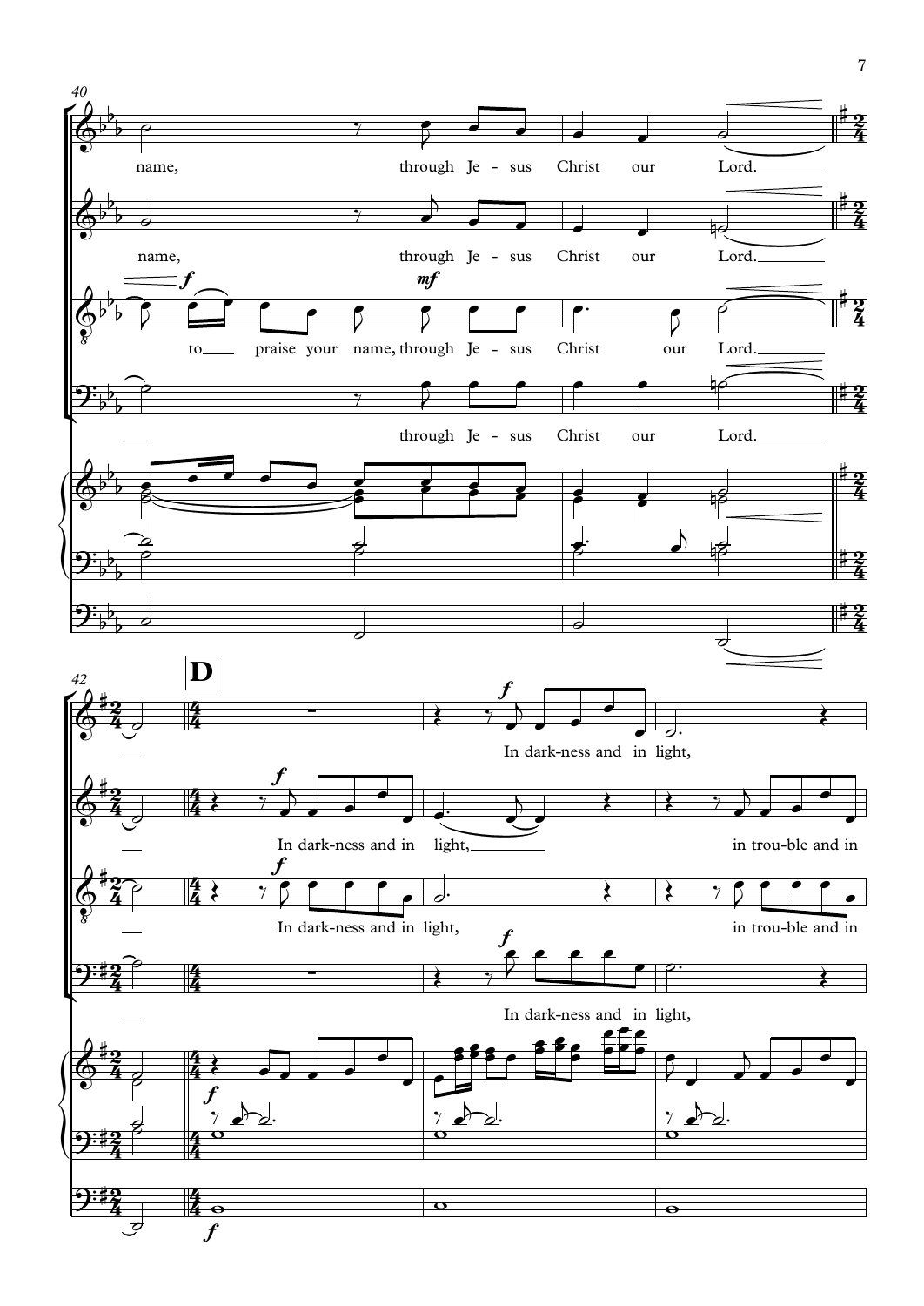name, through Je - sus Christ our Lord.

name, through Je - sus Christ our Lord.

to praise your name, through Je - sus Christ our Lord.

through Je - sus Christ our Lord.

**D**

In dark-ness and in light,

In dark-ness and in light, in trou-ble and in

In dark-ness and in light, in trou-ble and in

In dark-ness and in light,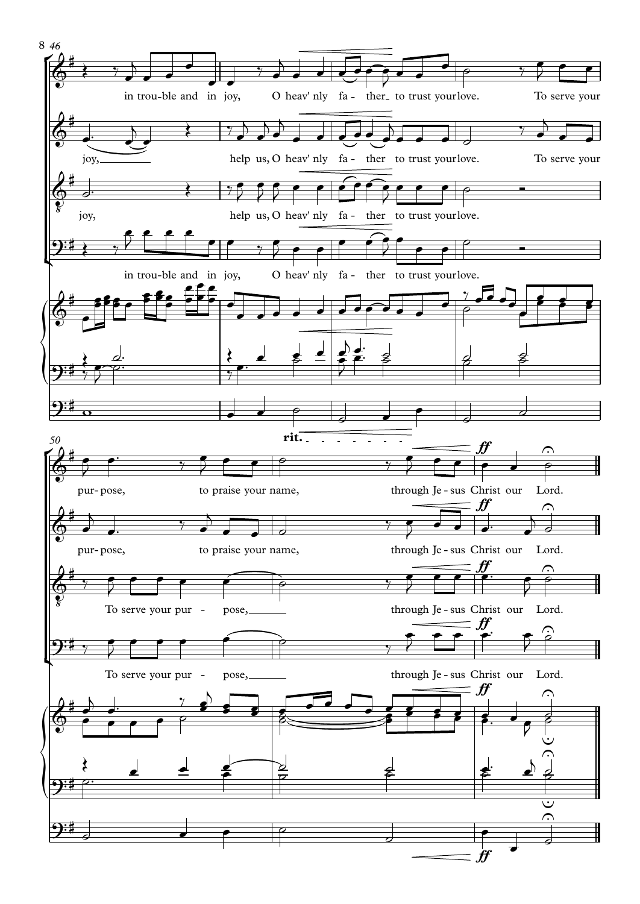in trou-ble and in joy, O heav' nly fa - ther to trust your love. To serve your pur- pose, to praise your name, through Je - sus Christ our Lord.

joy, help us, O heav' nly fa - ther to trust your love. To serve your pur- pose, to praise your name, through Je - sus Christ our Lord.

joy, help us, O heav' nly fa - ther to trust your love. To serve your pur - pose, through Je - sus Christ our Lord.

in trou-ble and in joy, O heav' nly fa - ther to trust your love. To serve your pur - pose, through Je - sus Christ our Lord.

rit.

*ff*